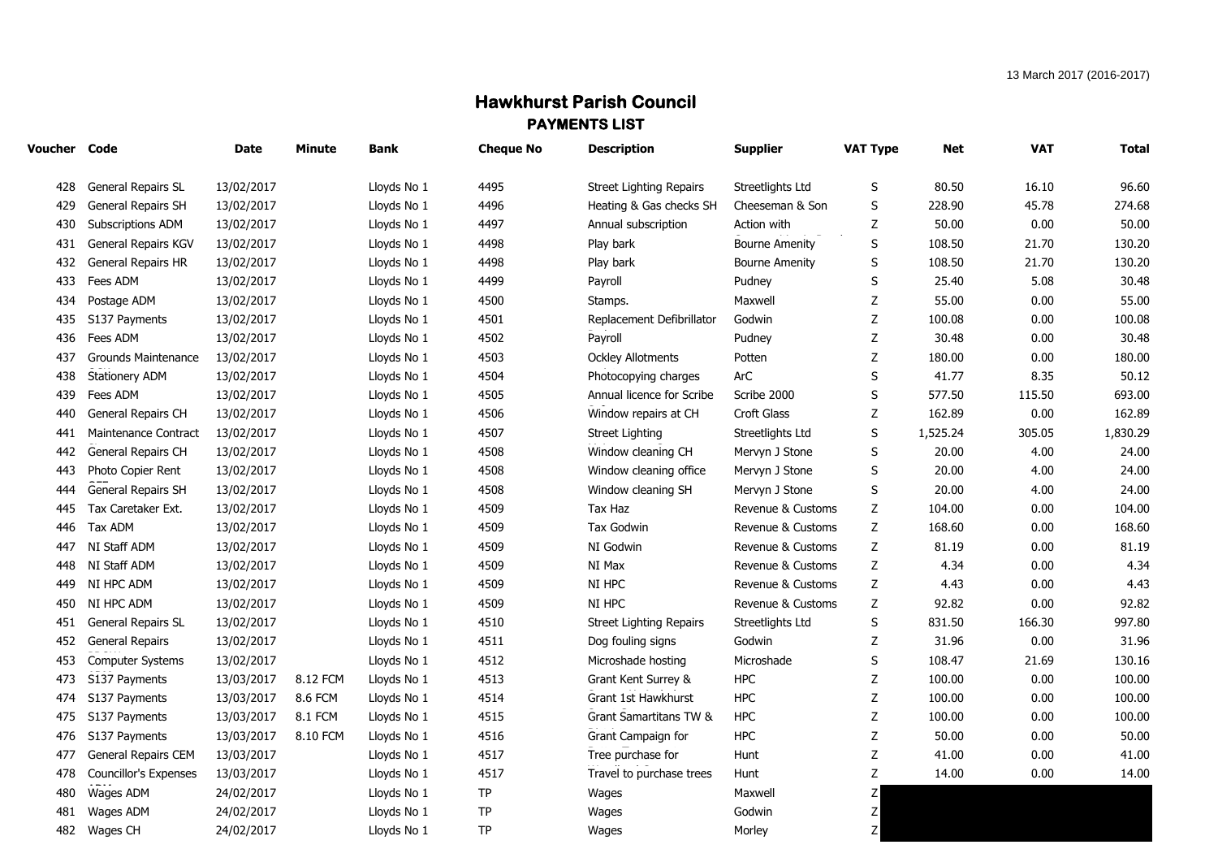13 March 2017 (2016-2017)

# Hawkhurst Parish Council

## PAYMENTS LIST

| Voucher | Code | Date | Minute | Bank | Cheque No | Description | Supplier | VAT Type | Net | VAT | Total |
|---|---|---|---|---|---|---|---|---|---|---|---|
| 428 | General Repairs SL | 13/02/2017 | | Lloyds No 1 | 4495 | Street Lighting Repairs | Streetlights Ltd | S | 80.50 | 16.10 | 96.60 |
| 429 | General Repairs SH | 13/02/2017 | | Lloyds No 1 | 4496 | Heating & Gas checks SH | Cheeseman & Son | S | 228.90 | 45.78 | 274.68 |
| 430 | Subscriptions ADM | 13/02/2017 | | Lloyds No 1 | 4497 | Annual subscription | Action with | Z | 50.00 | 0.00 | 50.00 |
| 431 | General Repairs KGV | 13/02/2017 | | Lloyds No 1 | 4498 | Play bark | Bourne Amenity | S | 108.50 | 21.70 | 130.20 |
| 432 | General Repairs HR | 13/02/2017 | | Lloyds No 1 | 4498 | Play bark | Bourne Amenity | S | 108.50 | 21.70 | 130.20 |
| 433 | Fees ADM | 13/02/2017 | | Lloyds No 1 | 4499 | Payroll | Pudney | S | 25.40 | 5.08 | 30.48 |
| 434 | Postage ADM | 13/02/2017 | | Lloyds No 1 | 4500 | Stamps. | Maxwell | Z | 55.00 | 0.00 | 55.00 |
| 435 | S137 Payments | 13/02/2017 | | Lloyds No 1 | 4501 | Replacement Defibrillator | Godwin | Z | 100.08 | 0.00 | 100.08 |
| 436 | Fees ADM | 13/02/2017 | | Lloyds No 1 | 4502 | Payroll | Pudney | Z | 30.48 | 0.00 | 30.48 |
| 437 | Grounds Maintenance | 13/02/2017 | | Lloyds No 1 | 4503 | Ockley Allotments | Potten | Z | 180.00 | 0.00 | 180.00 |
| 438 | Stationery ADM | 13/02/2017 | | Lloyds No 1 | 4504 | Photocopying charges | ArC | S | 41.77 | 8.35 | 50.12 |
| 439 | Fees ADM | 13/02/2017 | | Lloyds No 1 | 4505 | Annual licence for Scribe | Scribe 2000 | S | 577.50 | 115.50 | 693.00 |
| 440 | General Repairs CH | 13/02/2017 | | Lloyds No 1 | 4506 | Window repairs at CH | Croft Glass | Z | 162.89 | 0.00 | 162.89 |
| 441 | Maintenance Contract | 13/02/2017 | | Lloyds No 1 | 4507 | Street Lighting | Streetlights Ltd | S | 1,525.24 | 305.05 | 1,830.29 |
| 442 | General Repairs CH | 13/02/2017 | | Lloyds No 1 | 4508 | Window cleaning CH | Mervyn J Stone | S | 20.00 | 4.00 | 24.00 |
| 443 | Photo Copier Rent | 13/02/2017 | | Lloyds No 1 | 4508 | Window cleaning office | Mervyn J Stone | S | 20.00 | 4.00 | 24.00 |
| 444 | General Repairs SH | 13/02/2017 | | Lloyds No 1 | 4508 | Window cleaning SH | Mervyn J Stone | S | 20.00 | 4.00 | 24.00 |
| 445 | Tax Caretaker Ext. | 13/02/2017 | | Lloyds No 1 | 4509 | Tax Haz | Revenue & Customs | Z | 104.00 | 0.00 | 104.00 |
| 446 | Tax ADM | 13/02/2017 | | Lloyds No 1 | 4509 | Tax Godwin | Revenue & Customs | Z | 168.60 | 0.00 | 168.60 |
| 447 | NI Staff ADM | 13/02/2017 | | Lloyds No 1 | 4509 | NI Godwin | Revenue & Customs | Z | 81.19 | 0.00 | 81.19 |
| 448 | NI Staff ADM | 13/02/2017 | | Lloyds No 1 | 4509 | NI Max | Revenue & Customs | Z | 4.34 | 0.00 | 4.34 |
| 449 | NI HPC ADM | 13/02/2017 | | Lloyds No 1 | 4509 | NI HPC | Revenue & Customs | Z | 4.43 | 0.00 | 4.43 |
| 450 | NI HPC ADM | 13/02/2017 | | Lloyds No 1 | 4509 | NI HPC | Revenue & Customs | Z | 92.82 | 0.00 | 92.82 |
| 451 | General Repairs SL | 13/02/2017 | | Lloyds No 1 | 4510 | Street Lighting Repairs | Streetlights Ltd | S | 831.50 | 166.30 | 997.80 |
| 452 | General Repairs | 13/02/2017 | | Lloyds No 1 | 4511 | Dog fouling signs | Godwin | Z | 31.96 | 0.00 | 31.96 |
| 453 | Computer Systems | 13/02/2017 | | Lloyds No 1 | 4512 | Microshade hosting | Microshade | S | 108.47 | 21.69 | 130.16 |
| 473 | S137 Payments | 13/03/2017 | 8.12 FCM | Lloyds No 1 | 4513 | Grant Kent Surrey & | HPC | Z | 100.00 | 0.00 | 100.00 |
| 474 | S137 Payments | 13/03/2017 | 8.6 FCM | Lloyds No 1 | 4514 | Grant 1st Hawkhurst | HPC | Z | 100.00 | 0.00 | 100.00 |
| 475 | S137 Payments | 13/03/2017 | 8.1 FCM | Lloyds No 1 | 4515 | Grant Samartitans TW & | HPC | Z | 100.00 | 0.00 | 100.00 |
| 476 | S137 Payments | 13/03/2017 | 8.10 FCM | Lloyds No 1 | 4516 | Grant Campaign for | HPC | Z | 50.00 | 0.00 | 50.00 |
| 477 | General Repairs CEM | 13/03/2017 | | Lloyds No 1 | 4517 | Tree purchase for | Hunt | Z | 41.00 | 0.00 | 41.00 |
| 478 | Councillor's Expenses | 13/03/2017 | | Lloyds No 1 | 4517 | Travel to purchase trees | Hunt | Z | 14.00 | 0.00 | 14.00 |
| 480 | Wages ADM | 24/02/2017 | | Lloyds No 1 | TP | Wages | Maxwell | Z | | | |
| 481 | Wages ADM | 24/02/2017 | | Lloyds No 1 | TP | Wages | Godwin | Z | | | |
| 482 | Wages CH | 24/02/2017 | | Lloyds No 1 | TP | Wages | Morley | Z | | | |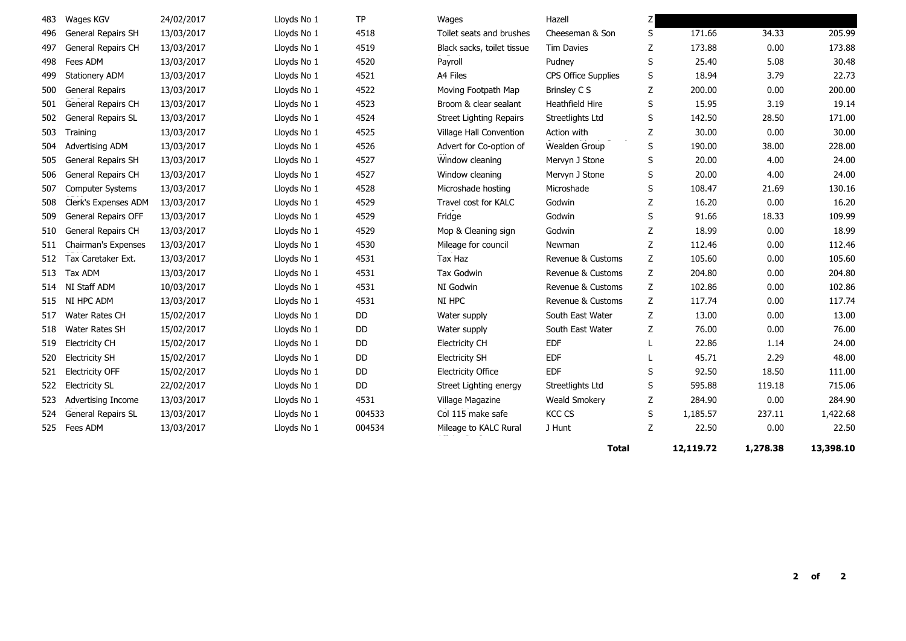| | | | | | | | | | | |
|---|---|---|---|---|---|---|---|---|---|---|
| 483 | Wages KGV | 24/02/2017 | Lloyds No 1 | TP | Wages | Hazell | Z | | | |
| 496 | General Repairs SH | 13/03/2017 | Lloyds No 1 | 4518 | Toilet seats and brushes | Cheeseman & Son | S | 171.66 | 34.33 | 205.99 |
| 497 | General Repairs CH | 13/03/2017 | Lloyds No 1 | 4519 | Black sacks, toilet tissue | Tim Davies | Z | 173.88 | 0.00 | 173.88 |
| 498 | Fees ADM | 13/03/2017 | Lloyds No 1 | 4520 | Payroll | Pudney | S | 25.40 | 5.08 | 30.48 |
| 499 | Stationery ADM | 13/03/2017 | Lloyds No 1 | 4521 | A4 Files | CPS Office Supplies | S | 18.94 | 3.79 | 22.73 |
| 500 | General Repairs | 13/03/2017 | Lloyds No 1 | 4522 | Moving Footpath Map | Brinsley C S | Z | 200.00 | 0.00 | 200.00 |
| 501 | General Repairs CH | 13/03/2017 | Lloyds No 1 | 4523 | Broom & clear sealant | Heathfield Hire | S | 15.95 | 3.19 | 19.14 |
| 502 | General Repairs SL | 13/03/2017 | Lloyds No 1 | 4524 | Street Lighting Repairs | Streetlights Ltd | S | 142.50 | 28.50 | 171.00 |
| 503 | Training | 13/03/2017 | Lloyds No 1 | 4525 | Village Hall Convention | Action with | Z | 30.00 | 0.00 | 30.00 |
| 504 | Advertising ADM | 13/03/2017 | Lloyds No 1 | 4526 | Advert for Co-option of | Wealden Group | S | 190.00 | 38.00 | 228.00 |
| 505 | General Repairs SH | 13/03/2017 | Lloyds No 1 | 4527 | Window cleaning | Mervyn J Stone | S | 20.00 | 4.00 | 24.00 |
| 506 | General Repairs CH | 13/03/2017 | Lloyds No 1 | 4527 | Window cleaning | Mervyn J Stone | S | 20.00 | 4.00 | 24.00 |
| 507 | Computer Systems | 13/03/2017 | Lloyds No 1 | 4528 | Microshade hosting | Microshade | S | 108.47 | 21.69 | 130.16 |
| 508 | Clerk's Expenses ADM | 13/03/2017 | Lloyds No 1 | 4529 | Travel cost for KALC | Godwin | Z | 16.20 | 0.00 | 16.20 |
| 509 | General Repairs OFF | 13/03/2017 | Lloyds No 1 | 4529 | Fridge | Godwin | S | 91.66 | 18.33 | 109.99 |
| 510 | General Repairs CH | 13/03/2017 | Lloyds No 1 | 4529 | Mop & Cleaning sign | Godwin | Z | 18.99 | 0.00 | 18.99 |
| 511 | Chairman's Expenses | 13/03/2017 | Lloyds No 1 | 4530 | Mileage for council | Newman | Z | 112.46 | 0.00 | 112.46 |
| 512 | Tax Caretaker Ext. | 13/03/2017 | Lloyds No 1 | 4531 | Tax Haz | Revenue & Customs | Z | 105.60 | 0.00 | 105.60 |
| 513 | Tax ADM | 13/03/2017 | Lloyds No 1 | 4531 | Tax Godwin | Revenue & Customs | Z | 204.80 | 0.00 | 204.80 |
| 514 | NI Staff ADM | 10/03/2017 | Lloyds No 1 | 4531 | NI Godwin | Revenue & Customs | Z | 102.86 | 0.00 | 102.86 |
| 515 | NI HPC ADM | 13/03/2017 | Lloyds No 1 | 4531 | NI HPC | Revenue & Customs | Z | 117.74 | 0.00 | 117.74 |
| 517 | Water Rates CH | 15/02/2017 | Lloyds No 1 | DD | Water supply | South East Water | Z | 13.00 | 0.00 | 13.00 |
| 518 | Water Rates SH | 15/02/2017 | Lloyds No 1 | DD | Water supply | South East Water | Z | 76.00 | 0.00 | 76.00 |
| 519 | Electricity CH | 15/02/2017 | Lloyds No 1 | DD | Electricity CH | EDF | L | 22.86 | 1.14 | 24.00 |
| 520 | Electricity SH | 15/02/2017 | Lloyds No 1 | DD | Electricity SH | EDF | L | 45.71 | 2.29 | 48.00 |
| 521 | Electricity OFF | 15/02/2017 | Lloyds No 1 | DD | Electricity Office | EDF | S | 92.50 | 18.50 | 111.00 |
| 522 | Electricity SL | 22/02/2017 | Lloyds No 1 | DD | Street Lighting energy | Streetlights Ltd | S | 595.88 | 119.18 | 715.06 |
| 523 | Advertising Income | 13/03/2017 | Lloyds No 1 | 4531 | Village Magazine | Weald Smokery | Z | 284.90 | 0.00 | 284.90 |
| 524 | General Repairs SL | 13/03/2017 | Lloyds No 1 | 004533 | Col 115 make safe | KCC CS | S | 1,185.57 | 237.11 | 1,422.68 |
| 525 | Fees ADM | 13/03/2017 | Lloyds No 1 | 004534 | Mileage to KALC Rural | J Hunt | Z | 22.50 | 0.00 | 22.50 |
| | | | | | | **Total** | | **12,119.72** | **1,278.38** | **13,398.10** |